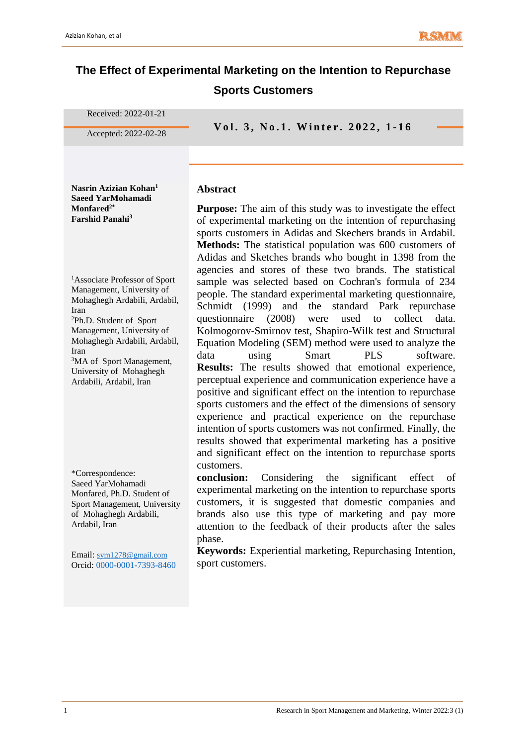# The Effect of Experimental Marketing on the Intention to Repurchase Sports Customers

Received: 2022-01-21

Accepted: 2022-02-28

**Nasrin Azizian Kohan[1]**
**Saeed YarMohamadi Monfared[2*]**
**Farshid Panahi[3]**

[1]Associate Professor of Sport Management, University of Mohaghegh Ardabili, Ardabil, Iran
[2]Ph.D. Student of Sport Management, University of Mohaghegh Ardabili, Ardabil, Iran
[3]MA of Sport Management, University of Mohaghegh Ardabili, Ardabil, Iran

*Correspondence: Saeed YarMohamadi Monfared, Ph.D. Student of Sport Management, University of Mohaghegh Ardabili, Ardabil, Iran

Email: sym1278@gmail.com
Orcid: 0000-0001-7393-8460

## Abstract

**Purpose:** The aim of this study was to investigate the effect of experimental marketing on the intention of repurchasing sports customers in Adidas and Skechers brands in Ardabil.
**Methods:** The statistical population was 600 customers of Adidas and Sketches brands who bought in 1398 from the agencies and stores of these two brands. The statistical sample was selected based on Cochran's formula of 234 people. The standard experimental marketing questionnaire, Schmidt (1999) and the standard Park repurchase questionnaire (2008) were used to collect data. Kolmogorov-Smirnov test, Shapiro-Wilk test and Structural Equation Modeling (SEM) method were used to analyze the data using Smart PLS software.
**Results:** The results showed that emotional experience, perceptual experience and communication experience have a positive and significant effect on the intention to repurchase sports customers and the effect of the dimensions of sensory experience and practical experience on the repurchase intention of sports customers was not confirmed. Finally, the results showed that experimental marketing has a positive and significant effect on the intention to repurchase sports customers.
**conclusion:** Considering the significant effect of experimental marketing on the intention to repurchase sports customers, it is suggested that domestic companies and brands also use this type of marketing and pay more attention to the feedback of their products after the sales phase.
**Keywords:** Experiential marketing, Repurchasing Intention, sport customers.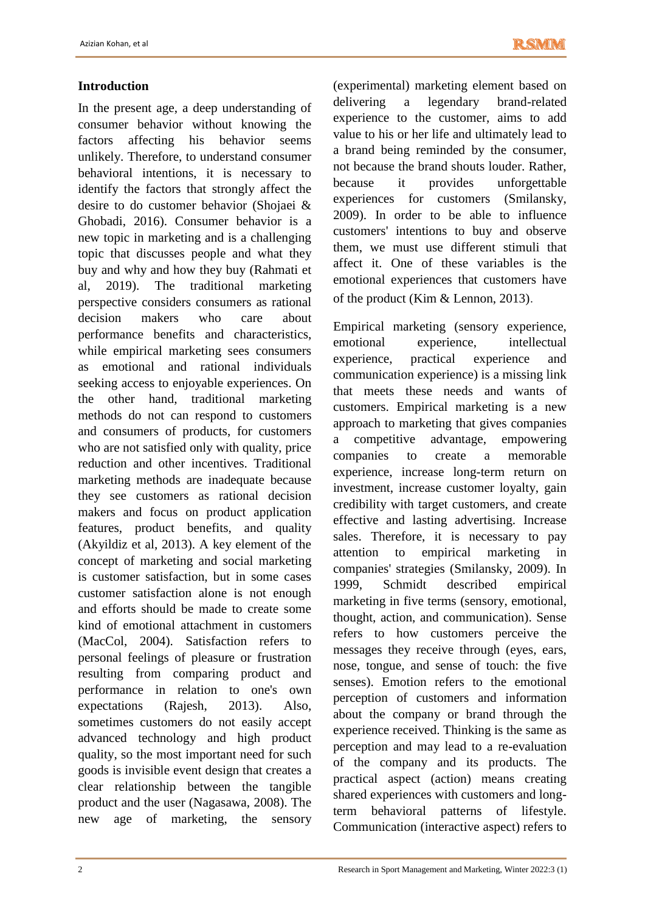## Introduction

In the present age, a deep understanding of consumer behavior without knowing the factors affecting his behavior seems unlikely. Therefore, to understand consumer behavioral intentions, it is necessary to identify the factors that strongly affect the desire to do customer behavior (Shojaei & Ghobadi, 2016). Consumer behavior is a new topic in marketing and is a challenging topic that discusses people and what they buy and why and how they buy (Rahmati et al, 2019). The traditional marketing perspective considers consumers as rational decision makers who care about performance benefits and characteristics, while empirical marketing sees consumers as emotional and rational individuals seeking access to enjoyable experiences. On the other hand, traditional marketing methods do not can respond to customers and consumers of products, for customers who are not satisfied only with quality, price reduction and other incentives. Traditional marketing methods are inadequate because they see customers as rational decision makers and focus on product application features, product benefits, and quality (Akyildiz et al, 2013). A key element of the concept of marketing and social marketing is customer satisfaction, but in some cases customer satisfaction alone is not enough and efforts should be made to create some kind of emotional attachment in customers (MacCol, 2004). Satisfaction refers to personal feelings of pleasure or frustration resulting from comparing product and performance in relation to one's own expectations (Rajesh, 2013). Also, sometimes customers do not easily accept advanced technology and high product quality, so the most important need for such goods is invisible event design that creates a clear relationship between the tangible product and the user (Nagasawa, 2008). The new age of marketing, the sensory (experimental) marketing element based on delivering a legendary brand-related experience to the customer, aims to add value to his or her life and ultimately lead to a brand being reminded by the consumer, not because the brand shouts louder. Rather, because it provides unforgettable experiences for customers (Smilansky, 2009). In order to be able to influence customers' intentions to buy and observe them, we must use different stimuli that affect it. One of these variables is the emotional experiences that customers have of the product (Kim & Lennon, 2013).

Empirical marketing (sensory experience, emotional experience, intellectual experience, practical experience and communication experience) is a missing link that meets these needs and wants of customers. Empirical marketing is a new approach to marketing that gives companies a competitive advantage, empowering companies to create a memorable experience, increase long-term return on investment, increase customer loyalty, gain credibility with target customers, and create effective and lasting advertising. Increase sales. Therefore, it is necessary to pay attention to empirical marketing in companies' strategies (Smilansky, 2009). In 1999, Schmidt described empirical marketing in five terms (sensory, emotional, thought, action, and communication). Sense refers to how customers perceive the messages they receive through (eyes, ears, nose, tongue, and sense of touch: the five senses). Emotion refers to the emotional perception of customers and information about the company or brand through the experience received. Thinking is the same as perception and may lead to a re-evaluation of the company and its products. The practical aspect (action) means creating shared experiences with customers and long-term behavioral patterns of lifestyle. Communication (interactive aspect) refers to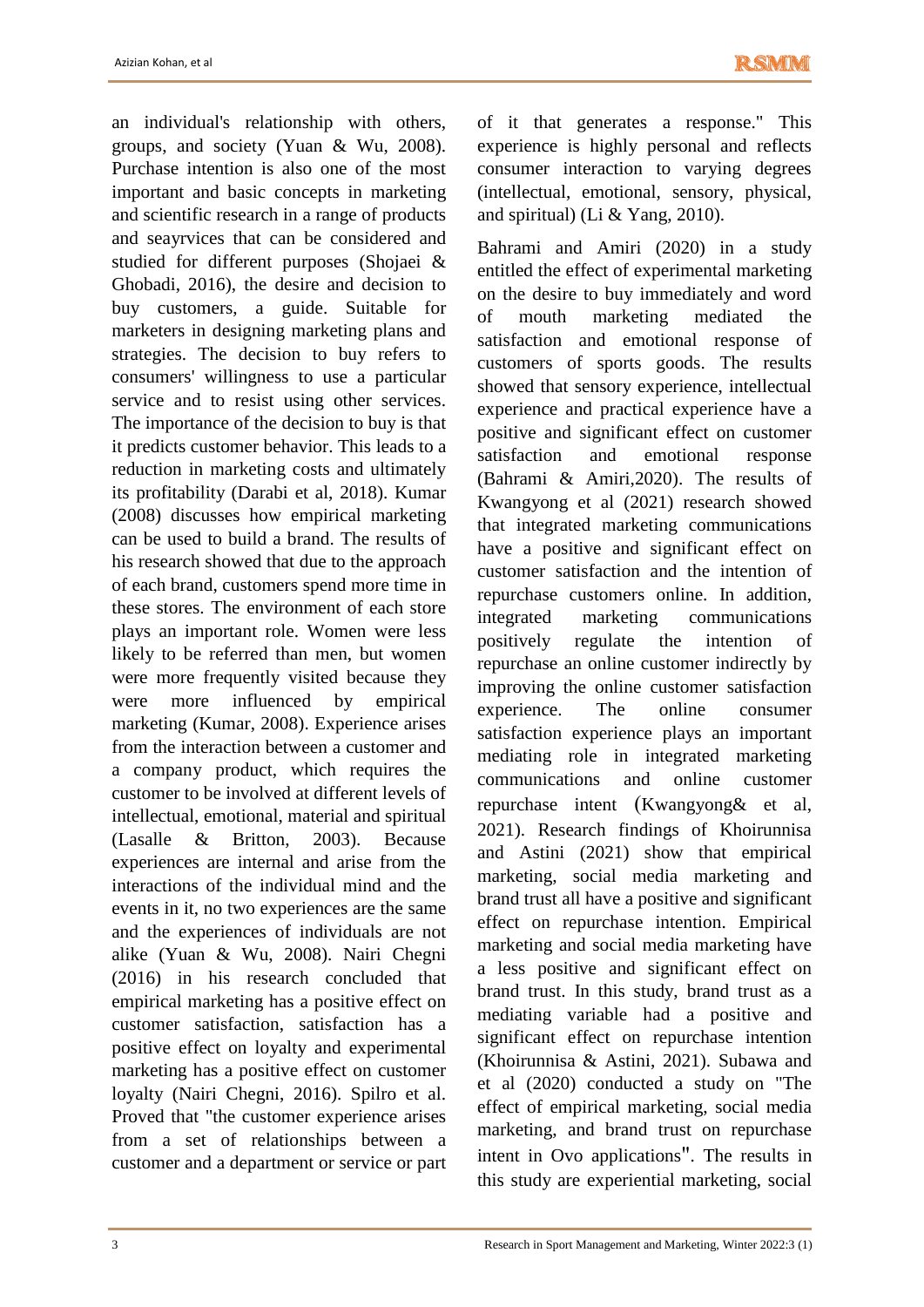an individual's relationship with others, groups, and society (Yuan & Wu, 2008). Purchase intention is also one of the most important and basic concepts in marketing and scientific research in a range of products and seayrvices that can be considered and studied for different purposes (Shojaei & Ghobadi, 2016), the desire and decision to buy customers, a guide. Suitable for marketers in designing marketing plans and strategies. The decision to buy refers to consumers' willingness to use a particular service and to resist using other services. The importance of the decision to buy is that it predicts customer behavior. This leads to a reduction in marketing costs and ultimately its profitability (Darabi et al, 2018). Kumar (2008) discusses how empirical marketing can be used to build a brand. The results of his research showed that due to the approach of each brand, customers spend more time in these stores. The environment of each store plays an important role. Women were less likely to be referred than men, but women were more frequently visited because they were more influenced by empirical marketing (Kumar, 2008). Experience arises from the interaction between a customer and a company product, which requires the customer to be involved at different levels of intellectual, emotional, material and spiritual (Lasalle & Britton, 2003). Because experiences are internal and arise from the interactions of the individual mind and the events in it, no two experiences are the same and the experiences of individuals are not alike (Yuan & Wu, 2008). Nairi Chegni (2016) in his research concluded that empirical marketing has a positive effect on customer satisfaction, satisfaction has a positive effect on loyalty and experimental marketing has a positive effect on customer loyalty (Nairi Chegni, 2016). Spilro et al. Proved that "the customer experience arises from a set of relationships between a customer and a department or service or part of it that generates a response." This experience is highly personal and reflects consumer interaction to varying degrees (intellectual, emotional, sensory, physical, and spiritual) (Li & Yang, 2010).

Bahrami and Amiri (2020) in a study entitled the effect of experimental marketing on the desire to buy immediately and word of mouth marketing mediated the satisfaction and emotional response of customers of sports goods. The results showed that sensory experience, intellectual experience and practical experience have a positive and significant effect on customer satisfaction and emotional response (Bahrami & Amiri,2020). The results of Kwangyong et al (2021) research showed that integrated marketing communications have a positive and significant effect on customer satisfaction and the intention of repurchase customers online. In addition, integrated marketing communications positively regulate the intention of repurchase an online customer indirectly by improving the online customer satisfaction experience. The online consumer satisfaction experience plays an important mediating role in integrated marketing communications and online customer repurchase intent (Kwangyong& et al, 2021). Research findings of Khoirunnisa and Astini (2021) show that empirical marketing, social media marketing and brand trust all have a positive and significant effect on repurchase intention. Empirical marketing and social media marketing have a less positive and significant effect on brand trust. In this study, brand trust as a mediating variable had a positive and significant effect on repurchase intention (Khoirunnisa & Astini, 2021). Subawa and et al (2020) conducted a study on "The effect of empirical marketing, social media marketing, and brand trust on repurchase intent in Ovo applications". The results in this study are experiential marketing, social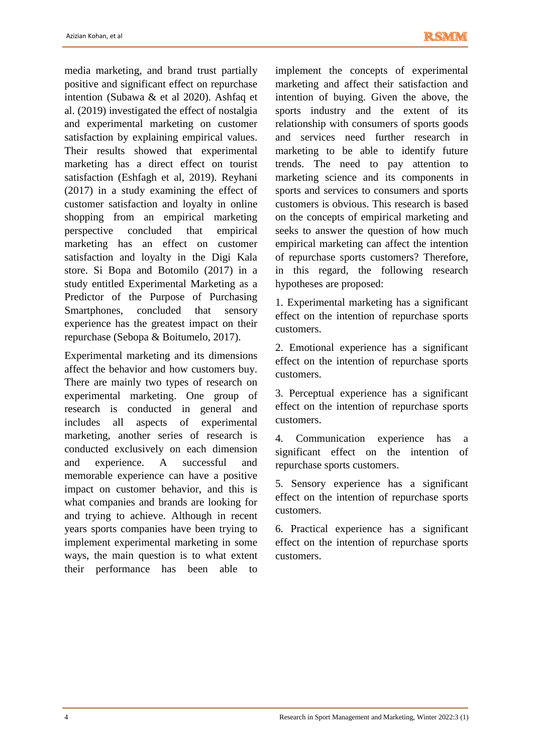media marketing, and brand trust partially positive and significant effect on repurchase intention (Subawa & et al 2020). Ashfaq et al. (2019) investigated the effect of nostalgia and experimental marketing on customer satisfaction by explaining empirical values. Their results showed that experimental marketing has a direct effect on tourist satisfaction (Eshfagh et al, 2019). Reyhani (2017) in a study examining the effect of customer satisfaction and loyalty in online shopping from an empirical marketing perspective concluded that empirical marketing has an effect on customer satisfaction and loyalty in the Digi Kala store. Si Bopa and Botomilo (2017) in a study entitled Experimental Marketing as a Predictor of the Purpose of Purchasing Smartphones, concluded that sensory experience has the greatest impact on their repurchase (Sebopa & Boitumelo, 2017).

Experimental marketing and its dimensions affect the behavior and how customers buy. There are mainly two types of research on experimental marketing. One group of research is conducted in general and includes all aspects of experimental marketing, another series of research is conducted exclusively on each dimension and experience. A successful and memorable experience can have a positive impact on customer behavior, and this is what companies and brands are looking for and trying to achieve. Although in recent years sports companies have been trying to implement experimental marketing in some ways, the main question is to what extent their performance has been able to implement the concepts of experimental marketing and affect their satisfaction and intention of buying. Given the above, the sports industry and the extent of its relationship with consumers of sports goods and services need further research in marketing to be able to identify future trends. The need to pay attention to marketing science and its components in sports and services to consumers and sports customers is obvious. This research is based on the concepts of empirical marketing and seeks to answer the question of how much empirical marketing can affect the intention of repurchase sports customers? Therefore, in this regard, the following research hypotheses are proposed:

1. Experimental marketing has a significant effect on the intention of repurchase sports customers.

2. Emotional experience has a significant effect on the intention of repurchase sports customers.

3. Perceptual experience has a significant effect on the intention of repurchase sports customers.

4. Communication experience has a significant effect on the intention of repurchase sports customers.

5. Sensory experience has a significant effect on the intention of repurchase sports customers.

6. Practical experience has a significant effect on the intention of repurchase sports customers.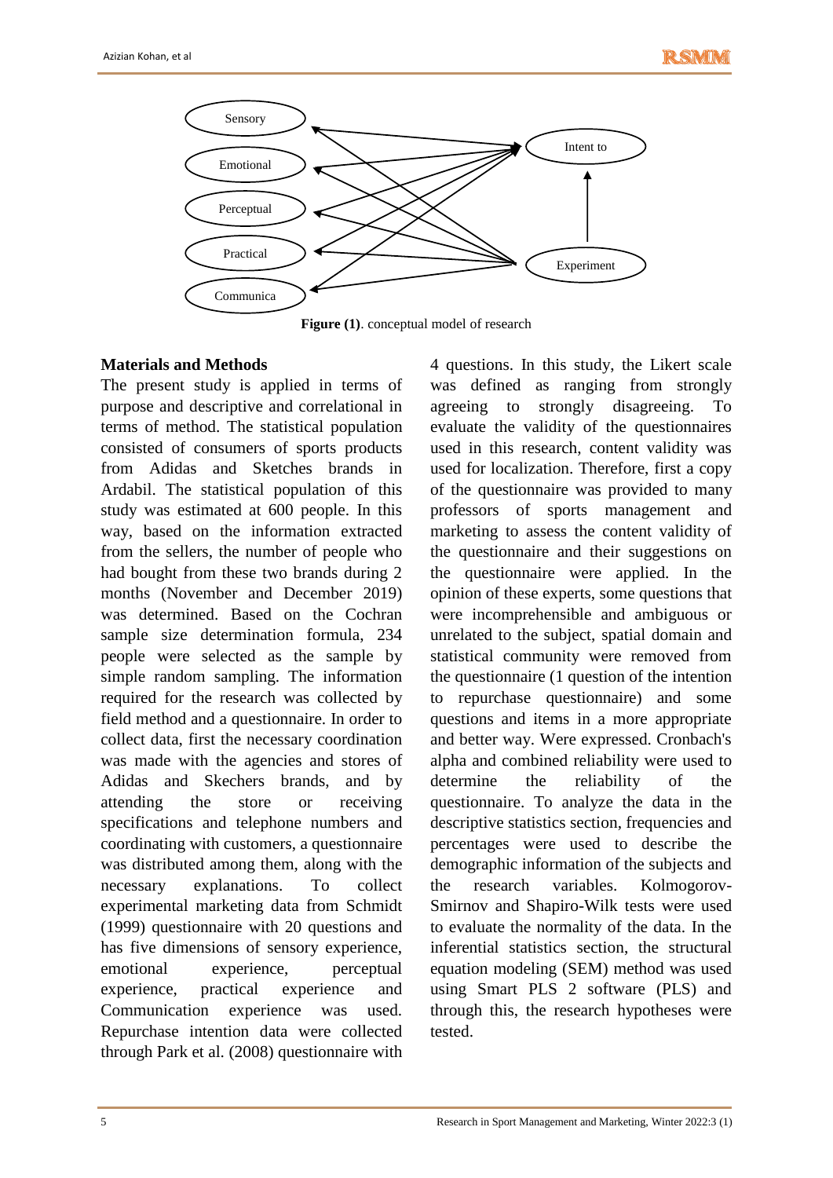Figure (1). conceptual model of research

## Materials and Methods

The present study is applied in terms of purpose and descriptive and correlational in terms of method. The statistical population consisted of consumers of sports products from Adidas and Sketches brands in Ardabil. The statistical population of this study was estimated at 600 people. In this way, based on the information extracted from the sellers, the number of people who had bought from these two brands during 2 months (November and December 2019) was determined. Based on the Cochran sample size determination formula, 234 people were selected as the sample by simple random sampling. The information required for the research was collected by field method and a questionnaire. In order to collect data, first the necessary coordination was made with the agencies and stores of Adidas and Skechers brands, and by attending the store or receiving specifications and telephone numbers and coordinating with customers, a questionnaire was distributed among them, along with the necessary explanations. To collect experimental marketing data from Schmidt (1999) questionnaire with 20 questions and has five dimensions of sensory experience, emotional experience, perceptual experience, practical experience and Communication experience was used. Repurchase intention data were collected through Park et al. (2008) questionnaire with 4 questions. In this study, the Likert scale was defined as ranging from strongly agreeing to strongly disagreeing. To evaluate the validity of the questionnaires used in this research, content validity was used for localization. Therefore, first a copy of the questionnaire was provided to many professors of sports management and marketing to assess the content validity of the questionnaire and their suggestions on the questionnaire were applied. In the opinion of these experts, some questions that were incomprehensible and ambiguous or unrelated to the subject, spatial domain and statistical community were removed from the questionnaire (1 question of the intention to repurchase questionnaire) and some questions and items in a more appropriate and better way. Were expressed. Cronbach's alpha and combined reliability were used to determine the reliability of the questionnaire. To analyze the data in the descriptive statistics section, frequencies and percentages were used to describe the demographic information of the subjects and the research variables. Kolmogorov-Smirnov and Shapiro-Wilk tests were used to evaluate the normality of the data. In the inferential statistics section, the structural equation modeling (SEM) method was used using Smart PLS 2 software (PLS) and through this, the research hypotheses were tested.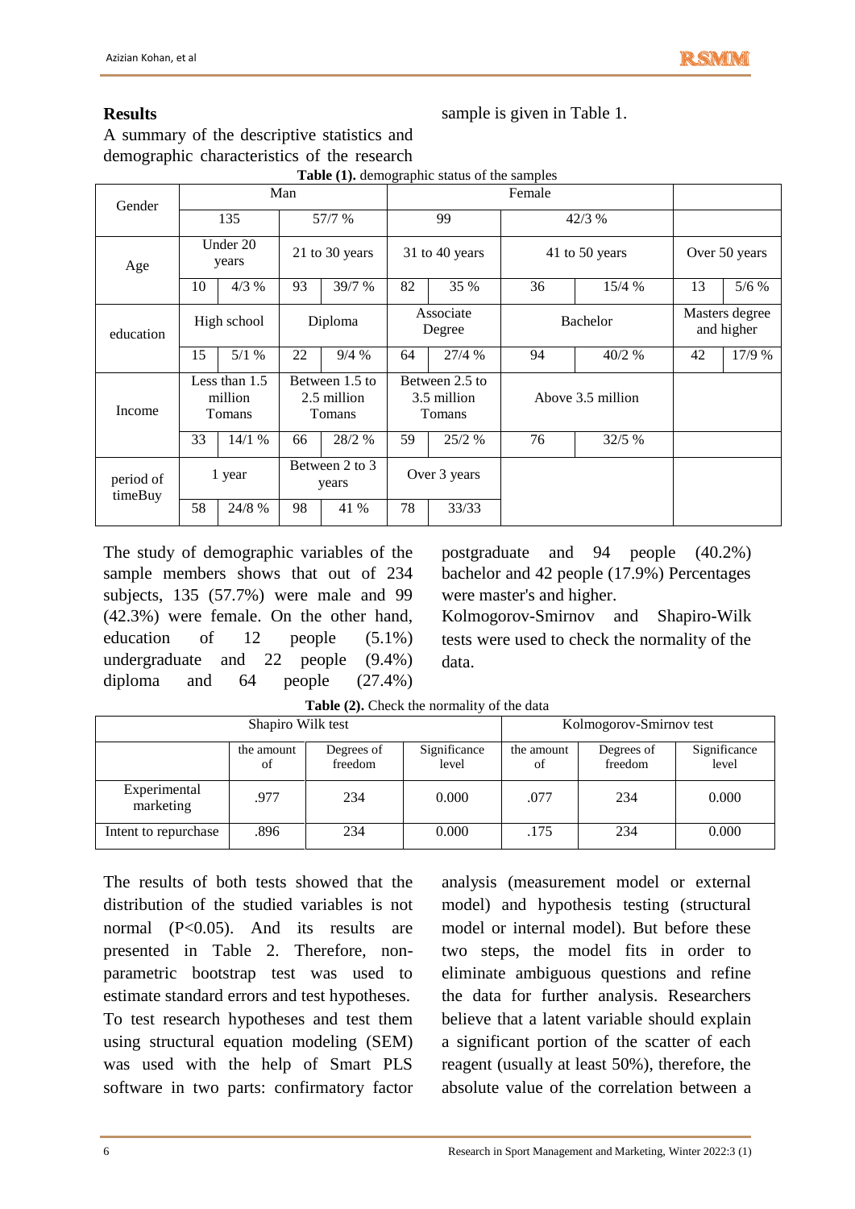## Results

A summary of the descriptive statistics and demographic characteristics of the research sample is given in Table 1.

**Table (1).** demographic status of the samples

| Gender | Man | | | | Female | | | | | |
|---|---|---|---|---|---|---|---|---|---|---|
| | 135 | | 57/7 % | | 99 | | 42/3 % | | | |
| Age | Under 20 years | | 21 to 30 years | | 31 to 40 years | | 41 to 50 years | | Over 50 years | |
| | 10 | 4/3 % | 93 | 39/7 % | 82 | 35 % | 36 | 15/4 % | 13 | 5/6 % |
| education | High school | | Diploma | | Associate Degree | | Bachelor | | Masters degree and higher | |
| | 15 | 5/1 % | 22 | 9/4 % | 64 | 27/4 % | 94 | 40/2 % | 42 | 17/9 % |
| Income | Less than 1.5 million Tomans | | Between 1.5 to 2.5 million Tomans | | Between 2.5 to 3.5 million Tomans | | Above 3.5 million | | | |
| | 33 | 14/1 % | 66 | 28/2 % | 59 | 25/2 % | 76 | 32/5 % | | |
| period of timeBuy | 1 year | | Between 2 to 3 years | | Over 3 years | | | | | |
| | 58 | 24/8 % | 98 | 41 % | 78 | 33/33 | | | | |

The study of demographic variables of the sample members shows that out of 234 subjects, 135 (57.7%) were male and 99 (42.3%) were female. On the other hand, education of 12 people (5.1%) undergraduate and 22 people (9.4%) diploma and 64 people (27.4%) postgraduate and 94 people (40.2%) bachelor and 42 people (17.9%) Percentages were master's and higher.

Kolmogorov-Smirnov and Shapiro-Wilk tests were used to check the normality of the data.

**Table (2).** Check the normality of the data

| | Shapiro Wilk test | | | Kolmogorov-Smirnov test | | |
|---|---|---|---|---|---|---|
| | the amount of | Degrees of freedom | Significance level | the amount of | Degrees of freedom | Significance level |
| Experimental marketing | .977 | 234 | 0.000 | .077 | 234 | 0.000 |
| Intent to repurchase | .896 | 234 | 0.000 | .175 | 234 | 0.000 |

The results of both tests showed that the distribution of the studied variables is not normal (P<0.05). And its results are presented in Table 2. Therefore, non-parametric bootstrap test was used to estimate standard errors and test hypotheses. To test research hypotheses and test them using structural equation modeling (SEM) was used with the help of Smart PLS software in two parts: confirmatory factor analysis (measurement model or external model) and hypothesis testing (structural model or internal model). But before these two steps, the model fits in order to eliminate ambiguous questions and refine the data for further analysis. Researchers believe that a latent variable should explain a significant portion of the scatter of each reagent (usually at least 50%), therefore, the absolute value of the correlation between a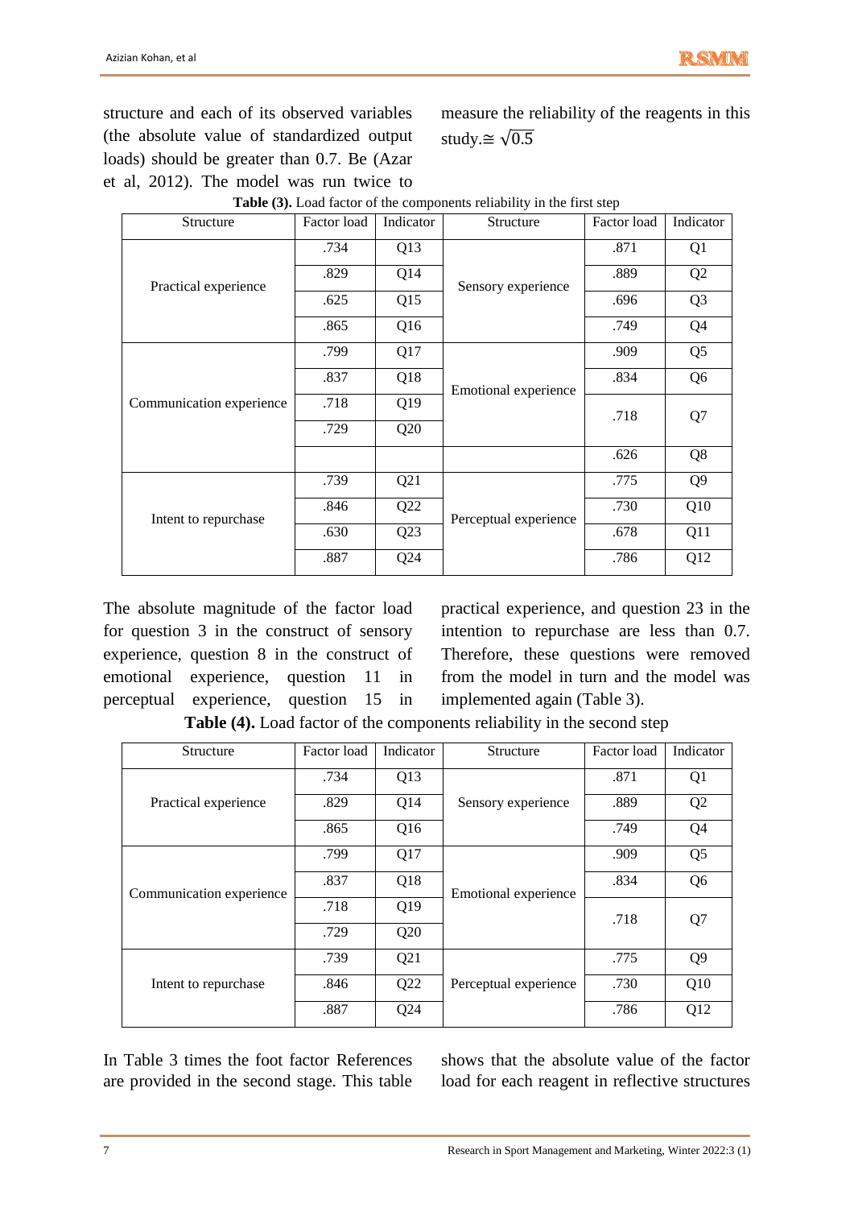structure and each of its observed variables (the absolute value of standardized output loads) should be greater than 0.7. Be (Azar et al, 2012). The model was run twice to measure the reliability of the reagents in this study.$\cong \sqrt{0.5}$

**Table (3).** Load factor of the components reliability in the first step

| Structure | Factor load | Indicator | Structure | Factor load | Indicator |
|---|---|---|---|---|---|
| Practical experience | .734 | Q13 | Sensory experience | .871 | Q1 |
| | .829 | Q14 | | .889 | Q2 |
| | .625 | Q15 | | .696 | Q3 |
| | .865 | Q16 | | .749 | Q4 |
| Communication experience | .799 | Q17 | Emotional experience | .909 | Q5 |
| | .837 | Q18 | | .834 | Q6 |
| | .718 | Q19 | | .718 | Q7 |
| | .729 | Q20 | | | |
| | | | | .626 | Q8 |
| Intent to repurchase | .739 | Q21 | Perceptual experience | .775 | Q9 |
| | .846 | Q22 | | .730 | Q10 |
| | .630 | Q23 | | .678 | Q11 |
| | .887 | Q24 | | .786 | Q12 |

The absolute magnitude of the factor load for question 3 in the construct of sensory experience, question 8 in the construct of emotional experience, question 11 in perceptual experience, question 15 in practical experience, and question 23 in the intention to repurchase are less than 0.7. Therefore, these questions were removed from the model in turn and the model was implemented again (Table 3).

**Table (4).** Load factor of the components reliability in the second step

| Structure | Factor load | Indicator | Structure | Factor load | Indicator |
|---|---|---|---|---|---|
| Practical experience | .734 | Q13 | Sensory experience | .871 | Q1 |
| | .829 | Q14 | | .889 | Q2 |
| | .865 | Q16 | | .749 | Q4 |
| Communication experience | .799 | Q17 | Emotional experience | .909 | Q5 |
| | .837 | Q18 | | .834 | Q6 |
| | .718 | Q19 | | .718 | Q7 |
| | .729 | Q20 | | | |
| Intent to repurchase | .739 | Q21 | Perceptual experience | .775 | Q9 |
| | .846 | Q22 | | .730 | Q10 |
| | .887 | Q24 | | .786 | Q12 |

In Table 3 times the foot factor References are provided in the second stage. This table shows that the absolute value of the factor load for each reagent in reflective structures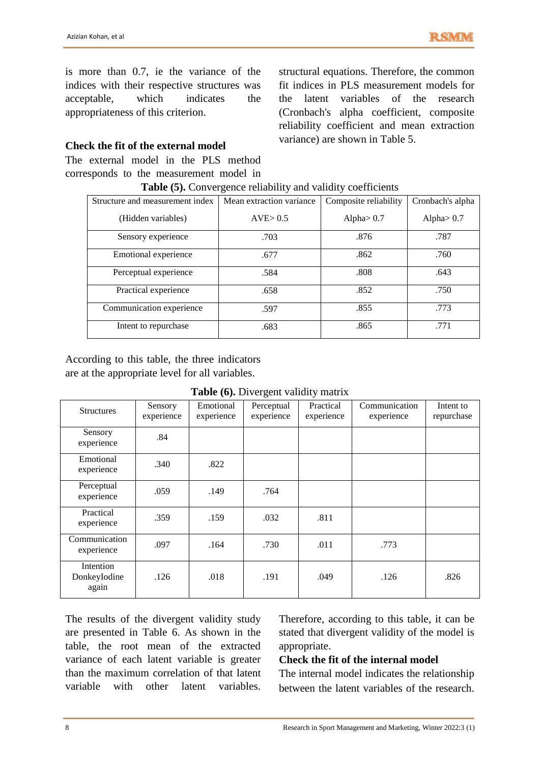is more than 0.7, ie the variance of the indices with their respective structures was acceptable, which indicates the appropriateness of this criterion.

### Check the fit of the external model

The external model in the PLS method corresponds to the measurement model in structural equations. Therefore, the common fit indices in PLS measurement models for the latent variables of the research (Cronbach's alpha coefficient, composite reliability coefficient and mean extraction variance) are shown in Table 5.

**Table (5).** Convergence reliability and validity coefficients

| Structure and measurement index (Hidden variables) | Mean extraction variance AVE> 0.5 | Composite reliability Alpha> 0.7 | Cronbach's alpha Alpha> 0.7 |
|---|---|---|---|
| Sensory experience | .703 | .876 | .787 |
| Emotional experience | .677 | .862 | .760 |
| Perceptual experience | .584 | .808 | .643 |
| Practical experience | .658 | .852 | .750 |
| Communication experience | .597 | .855 | .773 |
| Intent to repurchase | .683 | .865 | .771 |

According to this table, the three indicators are at the appropriate level for all variables.

**Table (6).** Divergent validity matrix

| Structures | Sensory experience | Emotional experience | Perceptual experience | Practical experience | Communication experience | Intent to repurchase |
|---|---|---|---|---|---|---|
| Sensory experience | .84 | | | | | |
| Emotional experience | .340 | .822 | | | | |
| Perceptual experience | .059 | .149 | .764 | | | |
| Practical experience | .359 | .159 | .032 | .811 | | |
| Communication experience | .097 | .164 | .730 | .011 | .773 | |
| Intention DonkeyIodine again | .126 | .018 | .191 | .049 | .126 | .826 |

The results of the divergent validity study are presented in Table 6. As shown in the table, the root mean of the extracted variance of each latent variable is greater than the maximum correlation of that latent variable with other latent variables. Therefore, according to this table, it can be stated that divergent validity of the model is appropriate.

### Check the fit of the internal model

The internal model indicates the relationship between the latent variables of the research.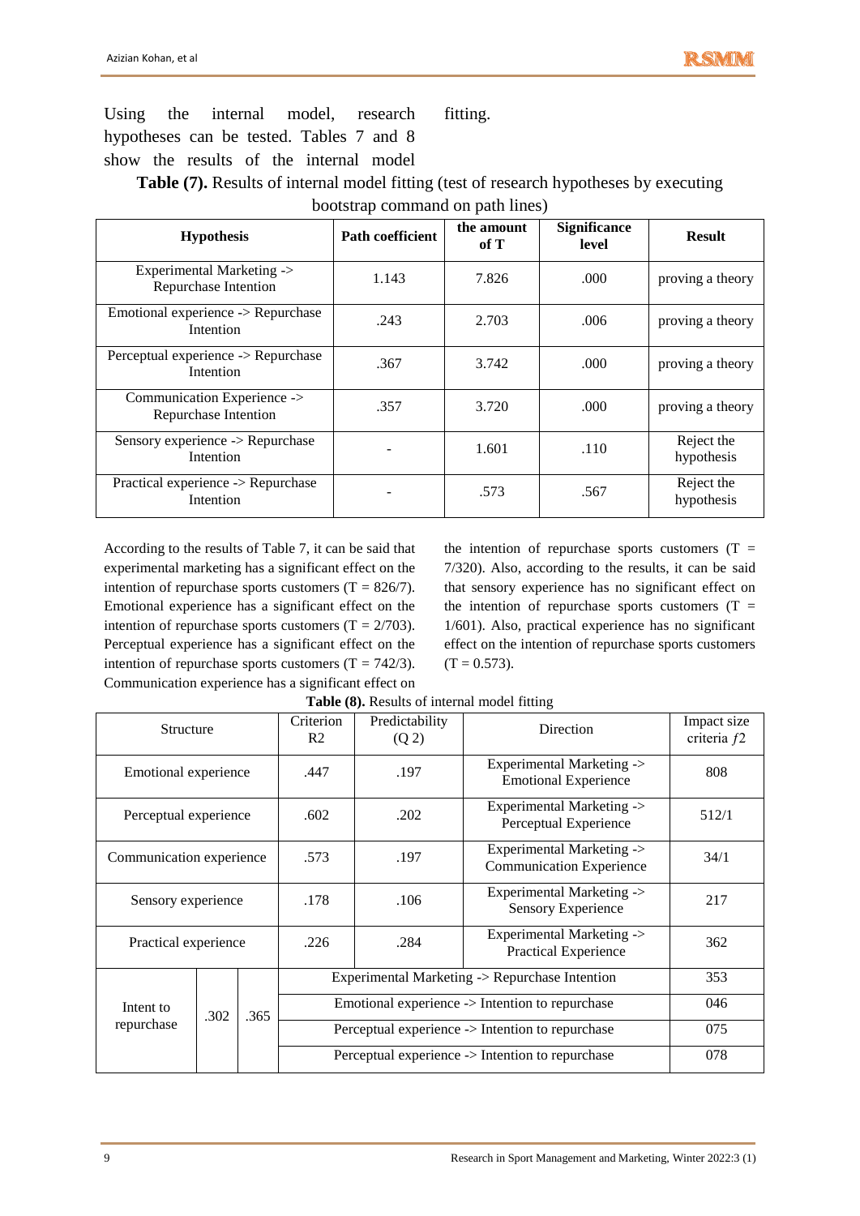Using the internal model, research hypotheses can be tested. Tables 7 and 8 show the results of the internal model fitting.

**Table (7).** Results of internal model fitting (test of research hypotheses by executing bootstrap command on path lines)

| Hypothesis | Path coefficient | the amount of T | Significance level | Result |
|---|---|---|---|---|
| Experimental Marketing -> Repurchase Intention | 1.143 | 7.826 | .000 | proving a theory |
| Emotional experience -> Repurchase Intention | .243 | 2.703 | .006 | proving a theory |
| Perceptual experience -> Repurchase Intention | .367 | 3.742 | .000 | proving a theory |
| Communication Experience -> Repurchase Intention | .357 | 3.720 | .000 | proving a theory |
| Sensory experience -> Repurchase Intention | - | 1.601 | .110 | Reject the hypothesis |
| Practical experience -> Repurchase Intention | - | .573 | .567 | Reject the hypothesis |

According to the results of Table 7, it can be said that experimental marketing has a significant effect on the intention of repurchase sports customers (T = 826/7). Emotional experience has a significant effect on the intention of repurchase sports customers (T = 2/703). Perceptual experience has a significant effect on the intention of repurchase sports customers (T = 742/3). Communication experience has a significant effect on the intention of repurchase sports customers (T = 7/320). Also, according to the results, it can be said that sensory experience has no significant effect on the intention of repurchase sports customers (T = 1/601). Also, practical experience has no significant effect on the intention of repurchase sports customers (T = 0.573).

**Table (8).** Results of internal model fitting

| Structure | Criterion R2 | Predictability (Q 2) | Direction | Impact size criteria $f2$ |
|---|---|---|---|---|
| Emotional experience | .447 | .197 | Experimental Marketing -> Emotional Experience | 808 |
| Perceptual experience | .602 | .202 | Experimental Marketing -> Perceptual Experience | 512/1 |
| Communication experience | .573 | .197 | Experimental Marketing -> Communication Experience | 34/1 |
| Sensory experience | .178 | .106 | Experimental Marketing -> Sensory Experience | 217 |
| Practical experience | .226 | .284 | Experimental Marketing -> Practical Experience | 362 |
| Intent to repurchase | .302 | .365 | Experimental Marketing -> Repurchase Intention | 353 |
| | | | Emotional experience -> Intention to repurchase | 046 |
| | | | Perceptual experience -> Intention to repurchase | 075 |
| | | | Perceptual experience -> Intention to repurchase | 078 |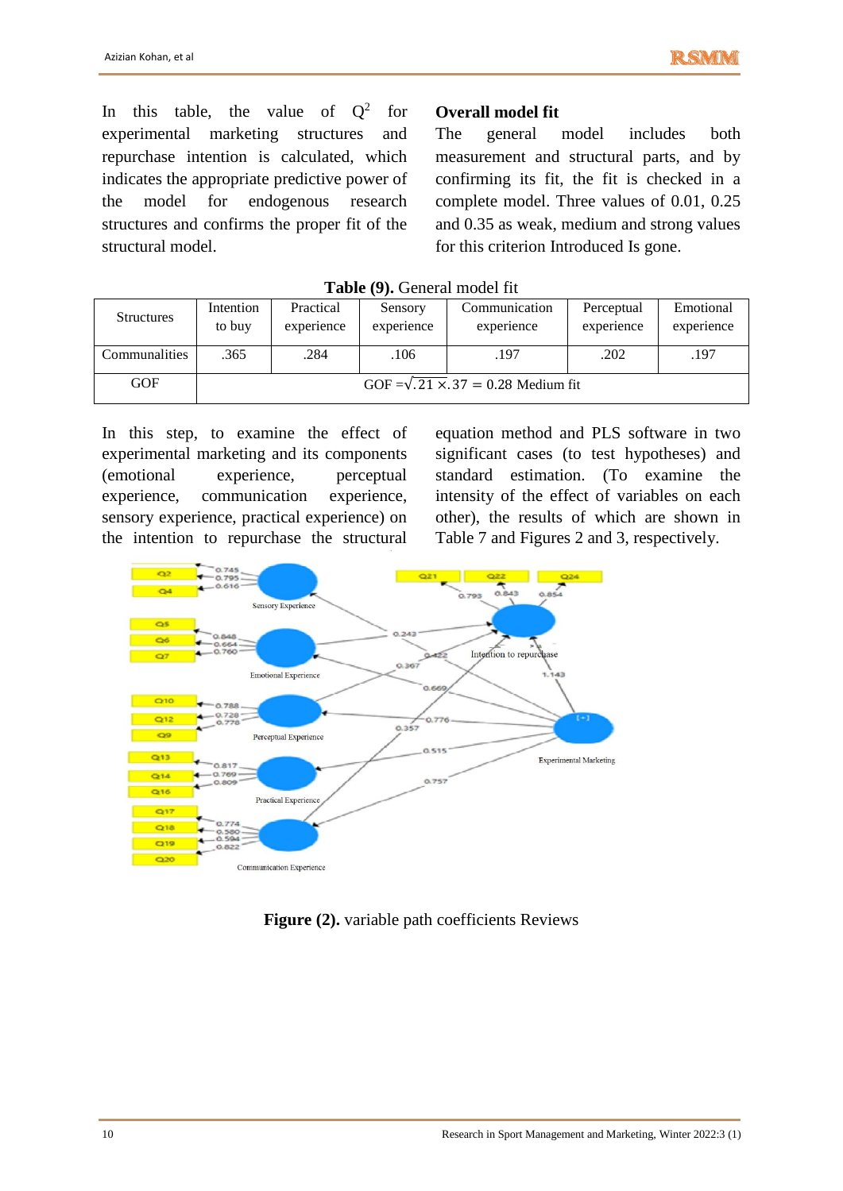In this table, the value of $Q^2$ for experimental marketing structures and repurchase intention is calculated, which indicates the appropriate predictive power of the model for endogenous research structures and confirms the proper fit of the structural model.

**Overall model fit**

The general model includes both measurement and structural parts, and by confirming its fit, the fit is checked in a complete model. Three values of 0.01, 0.25 and 0.35 as weak, medium and strong values for this criterion Introduced Is gone.

**Table (9).** General model fit

| Structures | Intention to buy | Practical experience | Sensory experience | Communication experience | Perceptual experience | Emotional experience |
|---|---|---|---|---|---|---|
| Communalities | .365 | .284 | .106 | .197 | .202 | .197 |
| GOF | GOF $=\sqrt{.21 \times .37} = 0.28$ Medium fit | | | | | |

In this step, to examine the effect of experimental marketing and its components (emotional experience, perceptual experience, communication experience, sensory experience, practical experience) on the intention to repurchase the structural equation method and PLS software in two significant cases (to test hypotheses) and standard estimation. (To examine the intensity of the effect of variables on each other), the results of which are shown in Table 7 and Figures 2 and 3, respectively.

**Figure (2).** variable path coefficients Reviews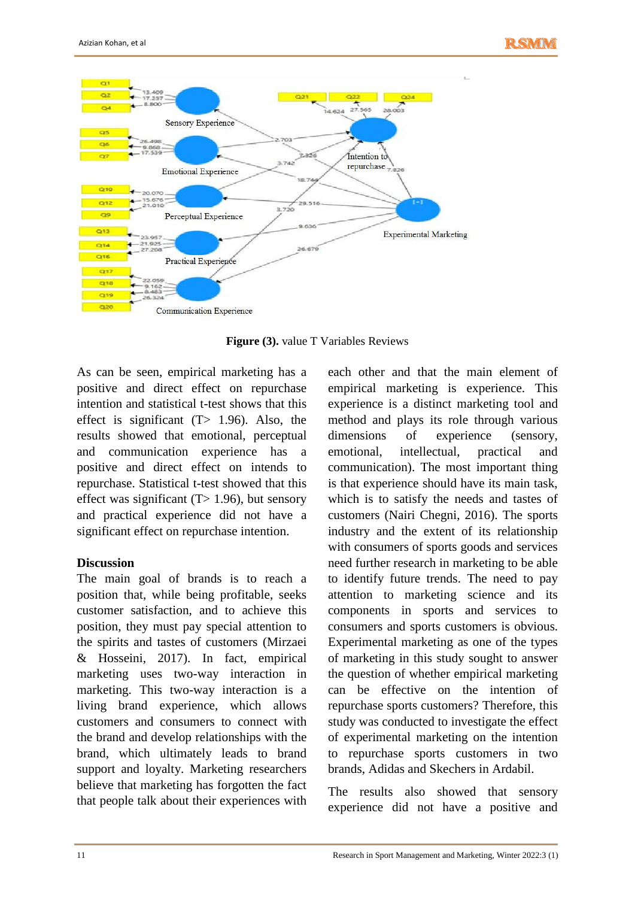**Figure (3).** value T Variables Reviews

As can be seen, empirical marketing has a positive and direct effect on repurchase intention and statistical t-test shows that this effect is significant (T> 1.96). Also, the results showed that emotional, perceptual and communication experience has a positive and direct effect on intends to repurchase. Statistical t-test showed that this effect was significant (T> 1.96), but sensory and practical experience did not have a significant effect on repurchase intention.

## Discussion

The main goal of brands is to reach a position that, while being profitable, seeks customer satisfaction, and to achieve this position, they must pay special attention to the spirits and tastes of customers (Mirzaei & Hosseini, 2017). In fact, empirical marketing uses two-way interaction in marketing. This two-way interaction is a living brand experience, which allows customers and consumers to connect with the brand and develop relationships with the brand, which ultimately leads to brand support and loyalty. Marketing researchers believe that marketing has forgotten the fact that people talk about their experiences with each other and that the main element of empirical marketing is experience. This experience is a distinct marketing tool and method and plays its role through various dimensions of experience (sensory, emotional, intellectual, practical and communication). The most important thing is that experience should have its main task, which is to satisfy the needs and tastes of customers (Nairi Chegni, 2016). The sports industry and the extent of its relationship with consumers of sports goods and services need further research in marketing to be able to identify future trends. The need to pay attention to marketing science and its components in sports and services to consumers and sports customers is obvious. Experimental marketing as one of the types of marketing in this study sought to answer the question of whether empirical marketing can be effective on the intention of repurchase sports customers? Therefore, this study was conducted to investigate the effect of experimental marketing on the intention to repurchase sports customers in two brands, Adidas and Skechers in Ardabil.

The results also showed that sensory experience did not have a positive and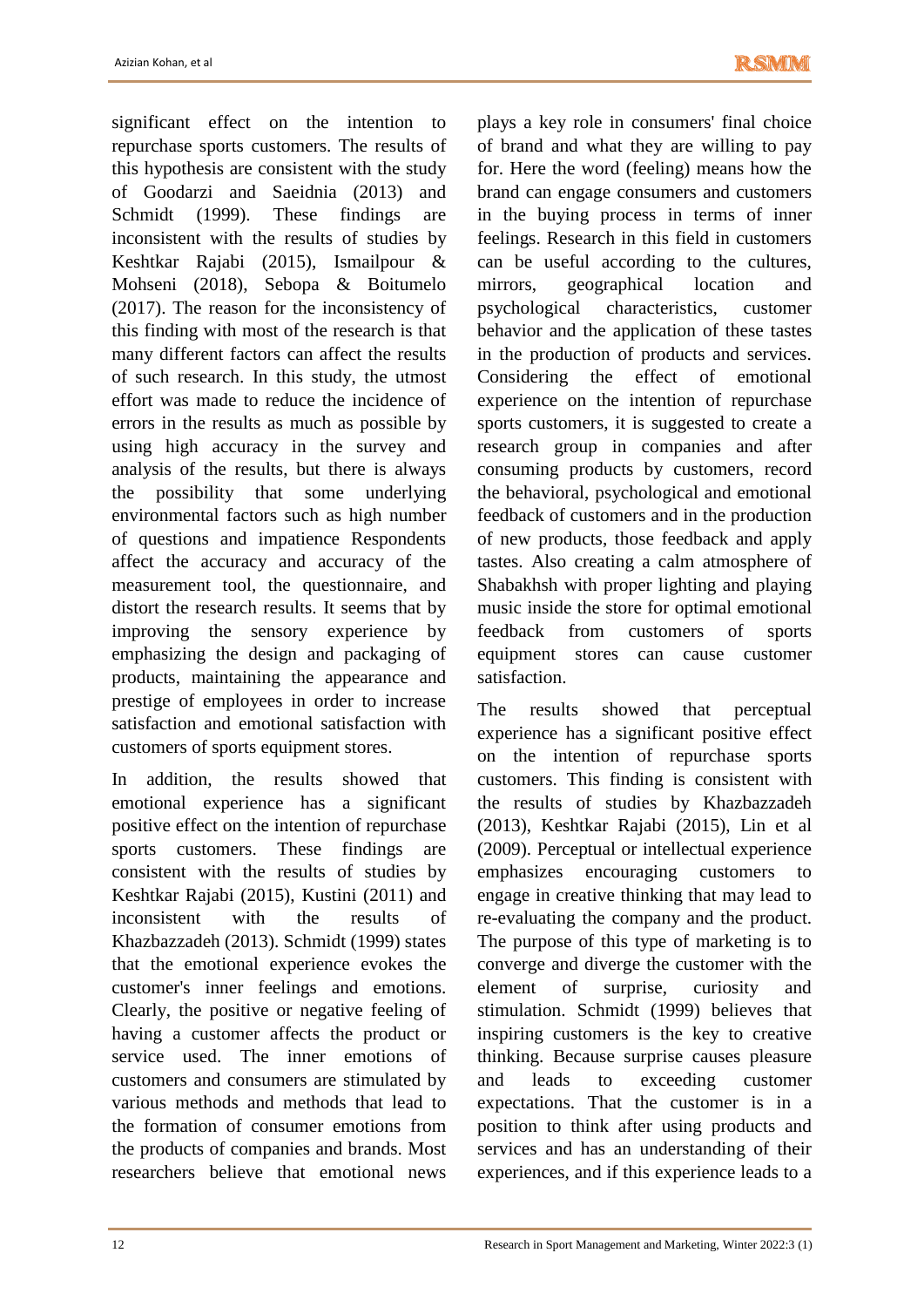significant effect on the intention to repurchase sports customers. The results of this hypothesis are consistent with the study of Goodarzi and Saeidnia (2013) and Schmidt (1999). These findings are inconsistent with the results of studies by Keshtkar Rajabi (2015), Ismailpour & Mohseni (2018), Sebopa & Boitumelo (2017). The reason for the inconsistency of this finding with most of the research is that many different factors can affect the results of such research. In this study, the utmost effort was made to reduce the incidence of errors in the results as much as possible by using high accuracy in the survey and analysis of the results, but there is always the possibility that some underlying environmental factors such as high number of questions and impatience Respondents affect the accuracy and accuracy of the measurement tool, the questionnaire, and distort the research results. It seems that by improving the sensory experience by emphasizing the design and packaging of products, maintaining the appearance and prestige of employees in order to increase satisfaction and emotional satisfaction with customers of sports equipment stores.

In addition, the results showed that emotional experience has a significant positive effect on the intention of repurchase sports customers. These findings are consistent with the results of studies by Keshtkar Rajabi (2015), Kustini (2011) and inconsistent with the results of Khazbazzadeh (2013). Schmidt (1999) states that the emotional experience evokes the customer's inner feelings and emotions. Clearly, the positive or negative feeling of having a customer affects the product or service used. The inner emotions of customers and consumers are stimulated by various methods and methods that lead to the formation of consumer emotions from the products of companies and brands. Most researchers believe that emotional news plays a key role in consumers' final choice of brand and what they are willing to pay for. Here the word (feeling) means how the brand can engage consumers and customers in the buying process in terms of inner feelings. Research in this field in customers can be useful according to the cultures, mirrors, geographical location and psychological characteristics, customer behavior and the application of these tastes in the production of products and services. Considering the effect of emotional experience on the intention of repurchase sports customers, it is suggested to create a research group in companies and after consuming products by customers, record the behavioral, psychological and emotional feedback of customers and in the production of new products, those feedback and apply tastes. Also creating a calm atmosphere of Shabakhsh with proper lighting and playing music inside the store for optimal emotional feedback from customers of sports equipment stores can cause customer satisfaction.

The results showed that perceptual experience has a significant positive effect on the intention of repurchase sports customers. This finding is consistent with the results of studies by Khazbazzadeh (2013), Keshtkar Rajabi (2015), Lin et al (2009). Perceptual or intellectual experience emphasizes encouraging customers to engage in creative thinking that may lead to re-evaluating the company and the product. The purpose of this type of marketing is to converge and diverge the customer with the element of surprise, curiosity and stimulation. Schmidt (1999) believes that inspiring customers is the key to creative thinking. Because surprise causes pleasure and leads to exceeding customer expectations. That the customer is in a position to think after using products and services and has an understanding of their experiences, and if this experience leads to a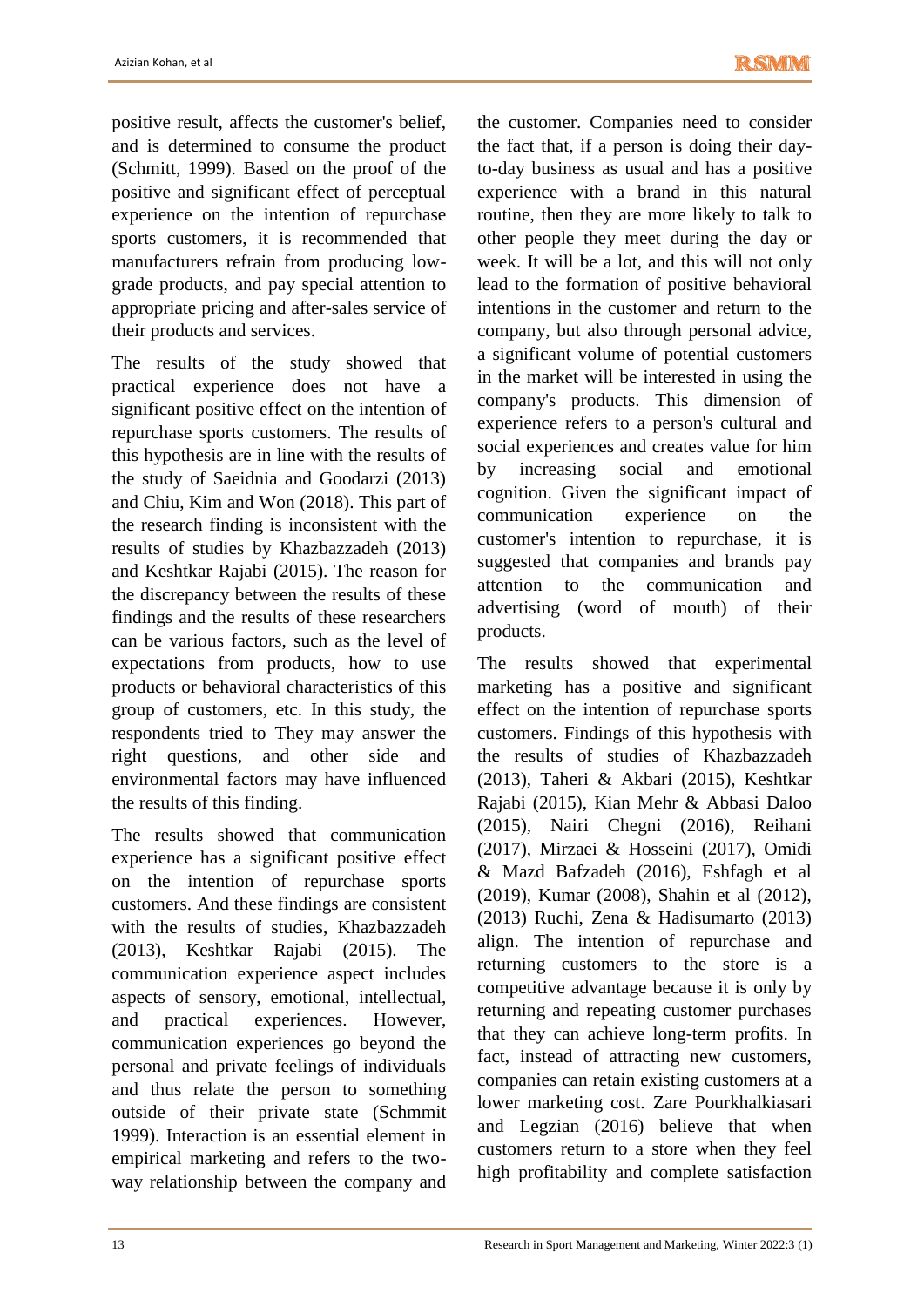positive result, affects the customer's belief, and is determined to consume the product (Schmitt, 1999). Based on the proof of the positive and significant effect of perceptual experience on the intention of repurchase sports customers, it is recommended that manufacturers refrain from producing low-grade products, and pay special attention to appropriate pricing and after-sales service of their products and services.

The results of the study showed that practical experience does not have a significant positive effect on the intention of repurchase sports customers. The results of this hypothesis are in line with the results of the study of Saeidnia and Goodarzi (2013) and Chiu, Kim and Won (2018). This part of the research finding is inconsistent with the results of studies by Khazbazzadeh (2013) and Keshtkar Rajabi (2015). The reason for the discrepancy between the results of these findings and the results of these researchers can be various factors, such as the level of expectations from products, how to use products or behavioral characteristics of this group of customers, etc. In this study, the respondents tried to They may answer the right questions, and other side and environmental factors may have influenced the results of this finding.

The results showed that communication experience has a significant positive effect on the intention of repurchase sports customers. And these findings are consistent with the results of studies, Khazbazzadeh (2013), Keshtkar Rajabi (2015). The communication experience aspect includes aspects of sensory, emotional, intellectual, and practical experiences. However, communication experiences go beyond the personal and private feelings of individuals and thus relate the person to something outside of their private state (Schmmit 1999). Interaction is an essential element in empirical marketing and refers to the two-way relationship between the company and the customer. Companies need to consider the fact that, if a person is doing their day-to-day business as usual and has a positive experience with a brand in this natural routine, then they are more likely to talk to other people they meet during the day or week. It will be a lot, and this will not only lead to the formation of positive behavioral intentions in the customer and return to the company, but also through personal advice, a significant volume of potential customers in the market will be interested in using the company's products. This dimension of experience refers to a person's cultural and social experiences and creates value for him by increasing social and emotional cognition. Given the significant impact of communication experience on the customer's intention to repurchase, it is suggested that companies and brands pay attention to the communication and advertising (word of mouth) of their products.

The results showed that experimental marketing has a positive and significant effect on the intention of repurchase sports customers. Findings of this hypothesis with the results of studies of Khazbazzadeh (2013), Taheri & Akbari (2015), Keshtkar Rajabi (2015), Kian Mehr & Abbasi Daloo (2015), Nairi Chegni (2016), Reihani (2017), Mirzaei & Hosseini (2017), Omidi & Mazd Bafzadeh (2016), Eshfagh et al (2019), Kumar (2008), Shahin et al (2012), (2013) Ruchi, Zena & Hadisumarto (2013) align. The intention of repurchase and returning customers to the store is a competitive advantage because it is only by returning and repeating customer purchases that they can achieve long-term profits. In fact, instead of attracting new customers, companies can retain existing customers at a lower marketing cost. Zare Pourkhalkiasari and Legzian (2016) believe that when customers return to a store when they feel high profitability and complete satisfaction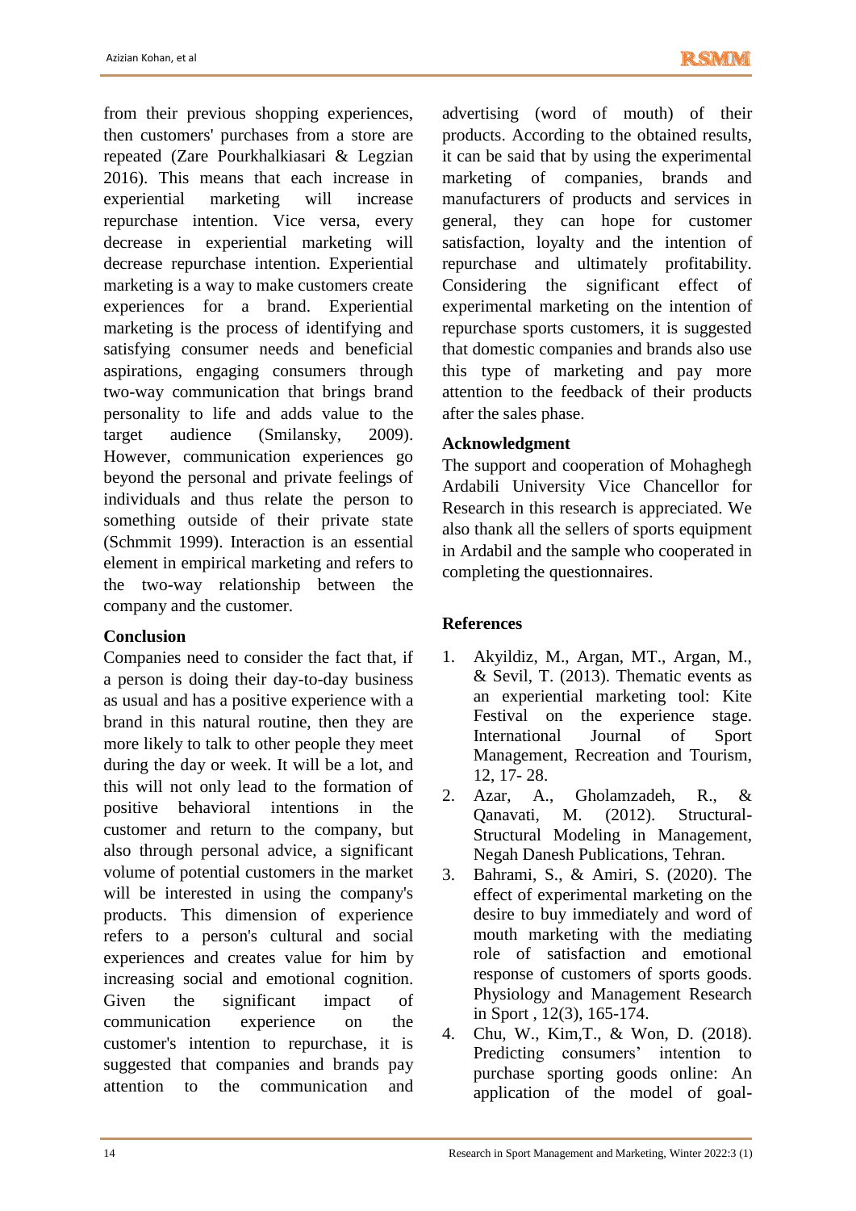from their previous shopping experiences, then customers' purchases from a store are repeated (Zare Pourkhalkiasari & Legzian 2016). This means that each increase in experiential marketing will increase repurchase intention. Vice versa, every decrease in experiential marketing will decrease repurchase intention. Experiential marketing is a way to make customers create experiences for a brand. Experiential marketing is the process of identifying and satisfying consumer needs and beneficial aspirations, engaging consumers through two-way communication that brings brand personality to life and adds value to the target audience (Smilansky, 2009). However, communication experiences go beyond the personal and private feelings of individuals and thus relate the person to something outside of their private state (Schmmit 1999). Interaction is an essential element in empirical marketing and refers to the two-way relationship between the company and the customer.

## Conclusion

Companies need to consider the fact that, if a person is doing their day-to-day business as usual and has a positive experience with a brand in this natural routine, then they are more likely to talk to other people they meet during the day or week. It will be a lot, and this will not only lead to the formation of positive behavioral intentions in the customer and return to the company, but also through personal advice, a significant volume of potential customers in the market will be interested in using the company's products. This dimension of experience refers to a person's cultural and social experiences and creates value for him by increasing social and emotional cognition. Given the significant impact of communication experience on the customer's intention to repurchase, it is suggested that companies and brands pay attention to the communication and advertising (word of mouth) of their products. According to the obtained results, it can be said that by using the experimental marketing of companies, brands and manufacturers of products and services in general, they can hope for customer satisfaction, loyalty and the intention of repurchase and ultimately profitability. Considering the significant effect of experimental marketing on the intention of repurchase sports customers, it is suggested that domestic companies and brands also use this type of marketing and pay more attention to the feedback of their products after the sales phase.

## Acknowledgment

The support and cooperation of Mohaghegh Ardabili University Vice Chancellor for Research in this research is appreciated. We also thank all the sellers of sports equipment in Ardabil and the sample who cooperated in completing the questionnaires.

## References

1. Akyildiz, M., Argan, MT., Argan, M., & Sevil, T. (2013). Thematic events as an experiential marketing tool: Kite Festival on the experience stage. International Journal of Sport Management, Recreation and Tourism, 12, 17- 28.
2. Azar, A., Gholamzadeh, R., & Qanavati, M. (2012). Structural-Structural Modeling in Management, Negah Danesh Publications, Tehran.
3. Bahrami, S., & Amiri, S. (2020). The effect of experimental marketing on the desire to buy immediately and word of mouth marketing with the mediating role of satisfaction and emotional response of customers of sports goods. Physiology and Management Research in Sport , 12(3), 165-174.
4. Chu, W., Kim,T., & Won, D. (2018). Predicting consumers' intention to purchase sporting goods online: An application of the model of goal-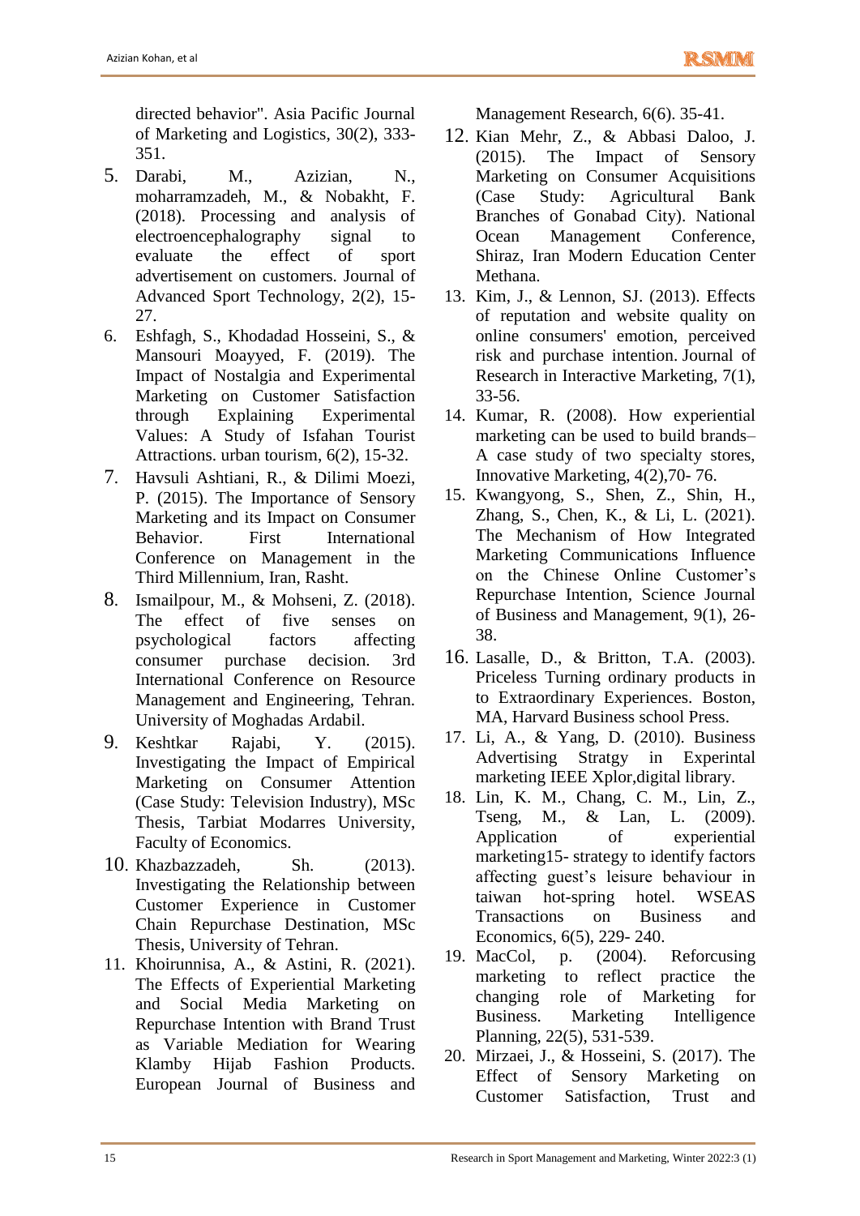directed behavior". Asia Pacific Journal of Marketing and Logistics, 30(2), 333-351.

5. Darabi, M., Azizian, N., moharramzadeh, M., & Nobakht, F. (2018). Processing and analysis of electroencephalography signal to evaluate the effect of sport advertisement on customers. Journal of Advanced Sport Technology, 2(2), 15-27.
6. Eshfagh, S., Khodadad Hosseini, S., & Mansouri Moayyed, F. (2019). The Impact of Nostalgia and Experimental Marketing on Customer Satisfaction through Explaining Experimental Values: A Study of Isfahan Tourist Attractions. urban tourism, 6(2), 15-32.
7. Havsuli Ashtiani, R., & Dilimi Moezi, P. (2015). The Importance of Sensory Marketing and its Impact on Consumer Behavior. First International Conference on Management in the Third Millennium, Iran, Rasht.
8. Ismailpour, M., & Mohseni, Z. (2018). The effect of five senses on psychological factors affecting consumer purchase decision. 3rd International Conference on Resource Management and Engineering, Tehran. University of Moghadas Ardabil.
9. Keshtkar Rajabi, Y. (2015). Investigating the Impact of Empirical Marketing on Consumer Attention (Case Study: Television Industry), MSc Thesis, Tarbiat Modarres University, Faculty of Economics.
10. Khazbazzadeh, Sh. (2013). Investigating the Relationship between Customer Experience in Customer Chain Repurchase Destination, MSc Thesis, University of Tehran.
11. Khoirunnisa, A., & Astini, R. (2021). The Effects of Experiential Marketing and Social Media Marketing on Repurchase Intention with Brand Trust as Variable Mediation for Wearing Klamby Hijab Fashion Products. European Journal of Business and Management Research, 6(6). 35-41.
12. Kian Mehr, Z., & Abbasi Daloo, J. (2015). The Impact of Sensory Marketing on Consumer Acquisitions (Case Study: Agricultural Bank Branches of Gonabad City). National Ocean Management Conference, Shiraz, Iran Modern Education Center Methana.
13. Kim, J., & Lennon, SJ. (2013). Effects of reputation and website quality on online consumers' emotion, perceived risk and purchase intention. Journal of Research in Interactive Marketing, 7(1), 33-56.
14. Kumar, R. (2008). How experiential marketing can be used to build brands– A case study of two specialty stores, Innovative Marketing, 4(2),70- 76.
15. Kwangyong, S., Shen, Z., Shin, H., Zhang, S., Chen, K., & Li, L. (2021). The Mechanism of How Integrated Marketing Communications Influence on the Chinese Online Customer's Repurchase Intention, Science Journal of Business and Management, 9(1), 26-38.
16. Lasalle, D., & Britton, T.A. (2003). Priceless Turning ordinary products in to Extraordinary Experiences. Boston, MA, Harvard Business school Press.
17. Li, A., & Yang, D. (2010). Business Advertising Stratgy in Experintal marketing IEEE Xplor,digital library.
18. Lin, K. M., Chang, C. M., Lin, Z., Tseng, M., & Lan, L. (2009). Application of experiential marketing15- strategy to identify factors affecting guest's leisure behaviour in taiwan hot-spring hotel. WSEAS Transactions on Business and Economics, 6(5), 229- 240.
19. MacCol, p. (2004). Reforcusing marketing to reflect practice the changing role of Marketing for Business. Marketing Intelligence Planning, 22(5), 531-539.
20. Mirzaei, J., & Hosseini, S. (2017). The Effect of Sensory Marketing on Customer Satisfaction, Trust and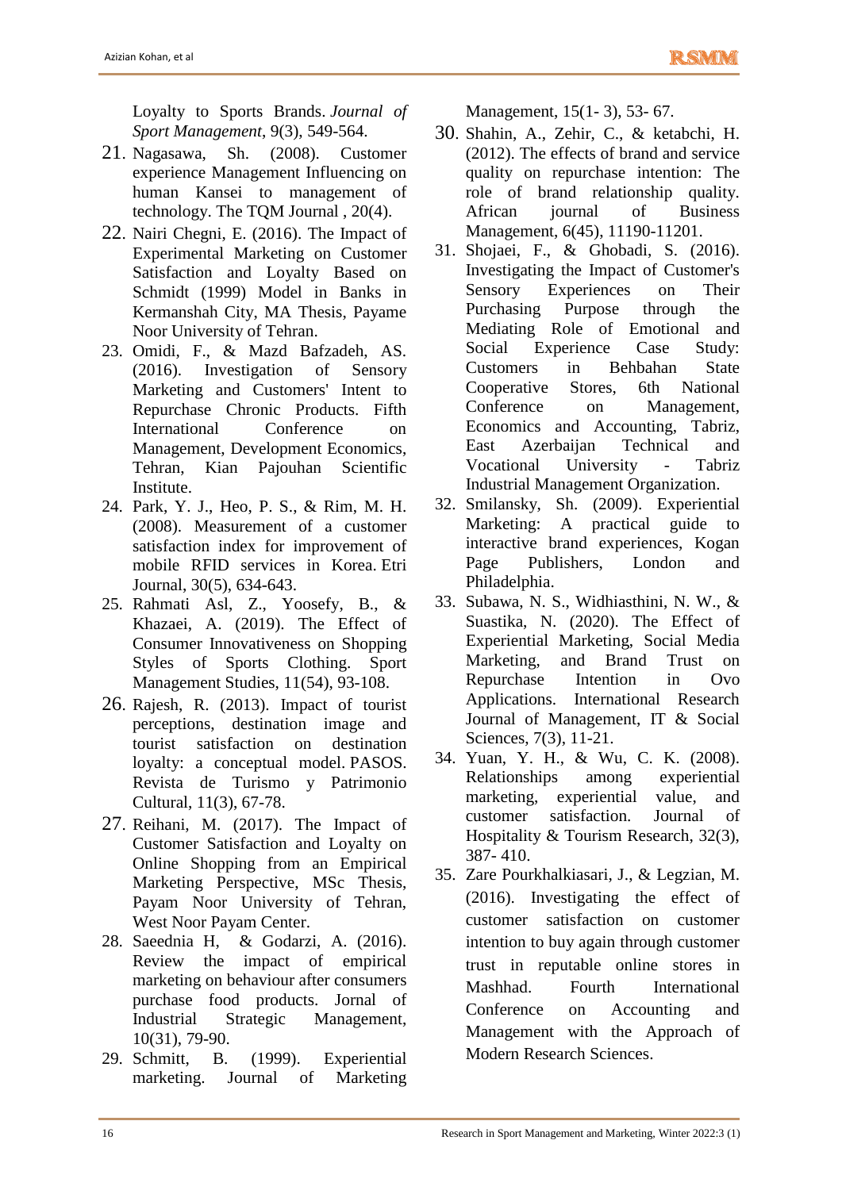Loyalty to Sports Brands. *Journal of Sport Management*, 9(3), 549-564.

21. Nagasawa, Sh. (2008). Customer experience Management Influencing on human Kansei to management of technology. The TQM Journal , 20(4).
22. Nairi Chegni, E. (2016). The Impact of Experimental Marketing on Customer Satisfaction and Loyalty Based on Schmidt (1999) Model in Banks in Kermanshah City, MA Thesis, Payame Noor University of Tehran.
23. Omidi, F., & Mazd Bafzadeh, AS. (2016). Investigation of Sensory Marketing and Customers' Intent to Repurchase Chronic Products. Fifth International Conference on Management, Development Economics, Tehran, Kian Pajouhan Scientific Institute.
24. Park, Y. J., Heo, P. S., & Rim, M. H. (2008). Measurement of a customer satisfaction index for improvement of mobile RFID services in Korea. Etri Journal, 30(5), 634-643.
25. Rahmati Asl, Z., Yoosefy, B., & Khazaei, A. (2019). The Effect of Consumer Innovativeness on Shopping Styles of Sports Clothing. Sport Management Studies, 11(54), 93-108.
26. Rajesh, R. (2013). Impact of tourist perceptions, destination image and tourist satisfaction on destination loyalty: a conceptual model. PASOS. Revista de Turismo y Patrimonio Cultural, 11(3), 67-78.
27. Reihani, M. (2017). The Impact of Customer Satisfaction and Loyalty on Online Shopping from an Empirical Marketing Perspective, MSc Thesis, Payam Noor University of Tehran, West Noor Payam Center.
28. Saeednia H, & Godarzi, A. (2016). Review the impact of empirical marketing on behaviour after consumers purchase food products. Jornal of Industrial Strategic Management, 10(31), 79-90.
29. Schmitt, B. (1999). Experiential marketing. Journal of Marketing Management, 15(1- 3), 53- 67.
30. Shahin, A., Zehir, C., & ketabchi, H. (2012). The effects of brand and service quality on repurchase intention: The role of brand relationship quality. African journal of Business Management, 6(45), 11190-11201.
31. Shojaei, F., & Ghobadi, S. (2016). Investigating the Impact of Customer's Sensory Experiences on Their Purchasing Purpose through the Mediating Role of Emotional and Social Experience Case Study: Customers in Behbahan State Cooperative Stores, 6th National Conference on Management, Economics and Accounting, Tabriz, East Azerbaijan Technical and Vocational University - Tabriz Industrial Management Organization.
32. Smilansky, Sh. (2009). Experiential Marketing: A practical guide to interactive brand experiences, Kogan Page Publishers, London and Philadelphia.
33. Subawa, N. S., Widhiasthini, N. W., & Suastika, N. (2020). The Effect of Experiential Marketing, Social Media Marketing, and Brand Trust on Repurchase Intention in Ovo Applications. International Research Journal of Management, IT & Social Sciences, 7(3), 11-21.
34. Yuan, Y. H., & Wu, C. K. (2008). Relationships among experiential marketing, experiential value, and customer satisfaction. Journal of Hospitality & Tourism Research, 32(3), 387- 410.
35. Zare Pourkhalkiasari, J., & Legzian, M. (2016). Investigating the effect of customer satisfaction on customer intention to buy again through customer trust in reputable online stores in Mashhad. Fourth International Conference on Accounting and Management with the Approach of Modern Research Sciences.